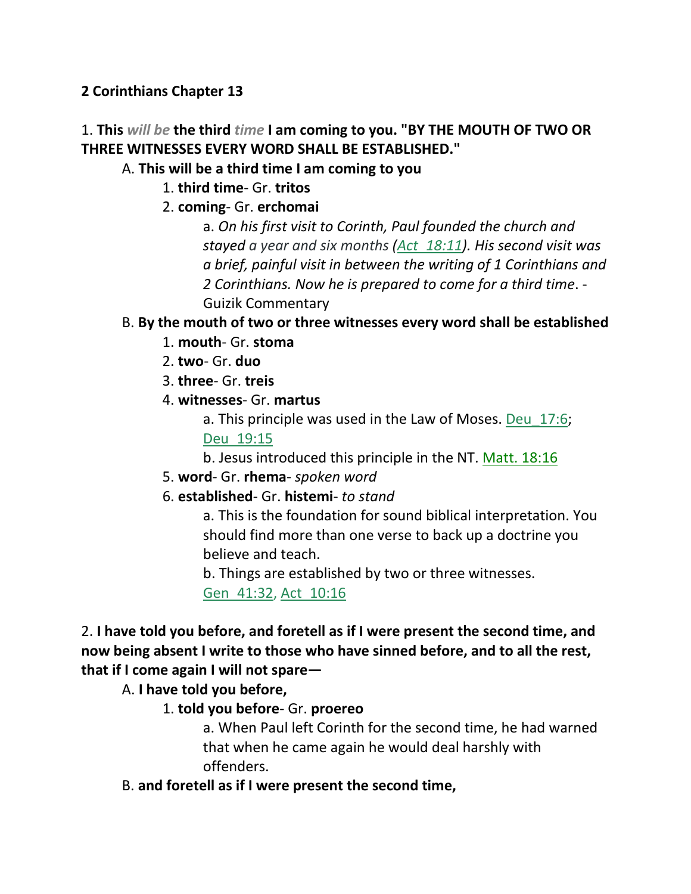**2 Corinthians Chapter 13**

1. **This** ***will be*** **the third** ***time*** **I am coming to you. "BY THE MOUTH OF TWO OR THREE WITNESSES EVERY WORD SHALL BE ESTABLISHED."**

A. **This will be a third time I am coming to you**

1. **third time**- Gr. **tritos**
2. **coming**- Gr. **erchomai**

a. *On his first visit to Corinth, Paul founded the church and stayed a year and six months (Act_18:11). His second visit was a brief, painful visit in between the writing of 1 Corinthians and 2 Corinthians. Now he is prepared to come for a third time*. -Guizik Commentary

B. **By the mouth of two or three witnesses every word shall be established**

1. **mouth**- Gr. **stoma**
2. **two**- Gr. **duo**
3. **three**- Gr. **treis**
4. **witnesses**- Gr. **martus**

a. This principle was used in the Law of Moses. Deu_17:6; Deu_19:15

b. Jesus introduced this principle in the NT. Matt. 18:16

5. **word**- Gr. **rhema**- *spoken word*
6. **established**- Gr. **histemi**- *to stand*

a. This is the foundation for sound biblical interpretation. You should find more than one verse to back up a doctrine you believe and teach.

b. Things are established by two or three witnesses. Gen_41:32, Act_10:16

2. **I have told you before, and foretell as if I were present the second time, and now being absent I write to those who have sinned before, and to all the rest, that if I come again I will not spare—**

A. **I have told you before,**

1. **told you before**- Gr. **proereo**

a. When Paul left Corinth for the second time, he had warned that when he came again he would deal harshly with offenders.

B. **and foretell as if I were present the second time,**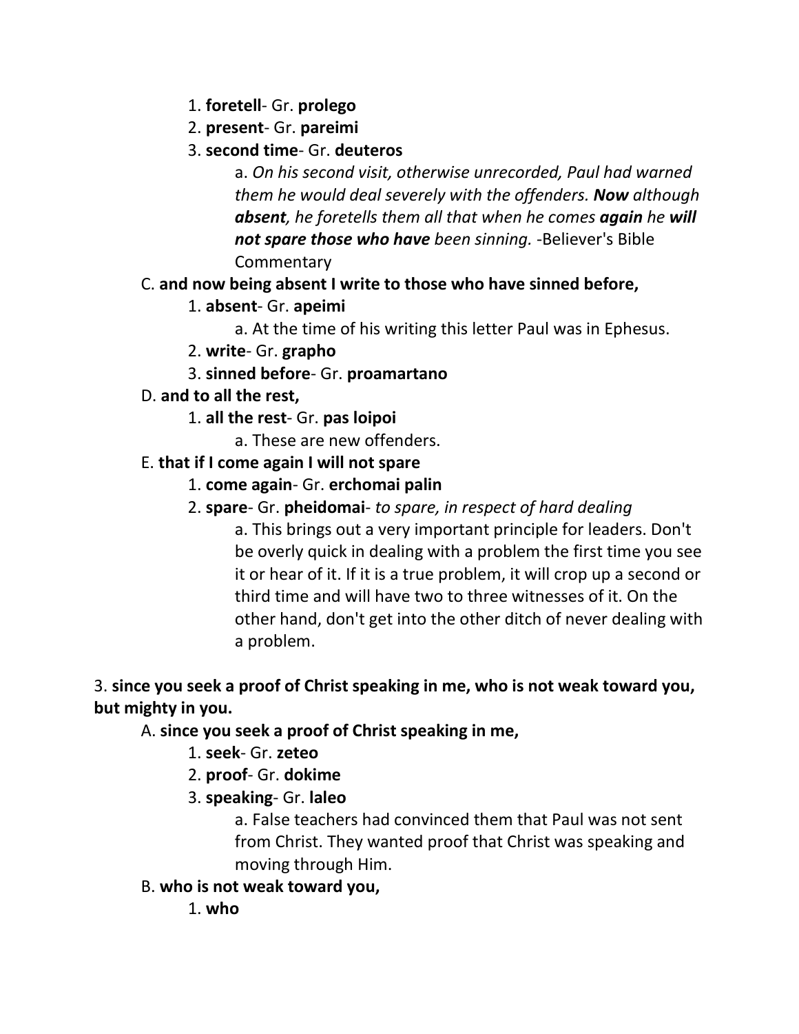1. **foretell**- Gr. **prolego**
2. **present**- Gr. **pareimi**
3. **second time**- Gr. **deuteros**
   a. *On his second visit, otherwise unrecorded, Paul had warned them he would deal severely with the offenders.* ***Now*** *although* ***absent****, he foretells them all that when he comes* ***again*** *he* ***will not spare those who have*** *been sinning.* -Believer's Bible Commentary

C. **and now being absent I write to those who have sinned before,**
1. **absent**- Gr. **apeimi**
   a. At the time of his writing this letter Paul was in Ephesus.
2. **write**- Gr. **grapho**
3. **sinned before**- Gr. **proamartano**

D. **and to all the rest,**
1. **all the rest**- Gr. **pas loipoi**
   a. These are new offenders.

E. **that if I come again I will not spare**
1. **come again**- Gr. **erchomai palin**
2. **spare**- Gr. **pheidomai**- *to spare, in respect of hard dealing*
   a. This brings out a very important principle for leaders. Don't be overly quick in dealing with a problem the first time you see it or hear of it. If it is a true problem, it will crop up a second or third time and will have two to three witnesses of it. On the other hand, don't get into the other ditch of never dealing with a problem.

3. **since you seek a proof of Christ speaking in me, who is not weak toward you, but mighty in you.**

A. **since you seek a proof of Christ speaking in me,**
1. **seek**- Gr. **zeteo**
2. **proof**- Gr. **dokime**
3. **speaking**- Gr. **laleo**
   a. False teachers had convinced them that Paul was not sent from Christ. They wanted proof that Christ was speaking and moving through Him.

B. **who is not weak toward you,**
1. **who**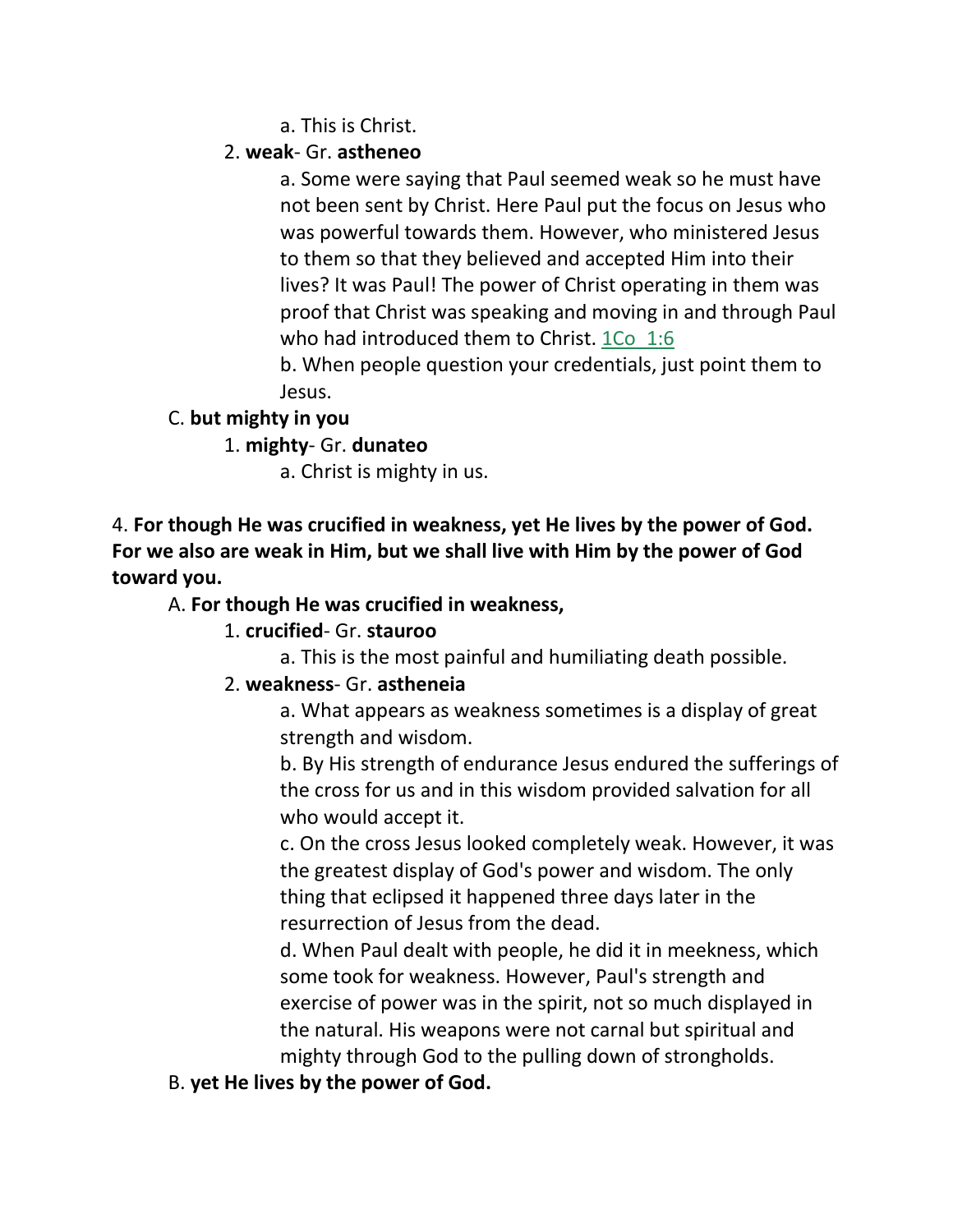a. This is Christ.

2. **weak**- Gr. **astheneo**

a. Some were saying that Paul seemed weak so he must have not been sent by Christ. Here Paul put the focus on Jesus who was powerful towards them. However, who ministered Jesus to them so that they believed and accepted Him into their lives? It was Paul! The power of Christ operating in them was proof that Christ was speaking and moving in and through Paul who had introduced them to Christ. 1Co 1:6

b. When people question your credentials, just point them to Jesus.

C. **but mighty in you**

1. **mighty**- Gr. **dunateo**

a. Christ is mighty in us.

4. **For though He was crucified in weakness, yet He lives by the power of God. For we also are weak in Him, but we shall live with Him by the power of God toward you.**

A. **For though He was crucified in weakness,**

1. **crucified**- Gr. **stauroo**

a. This is the most painful and humiliating death possible.

2. **weakness**- Gr. **astheneia**

a. What appears as weakness sometimes is a display of great strength and wisdom.

b. By His strength of endurance Jesus endured the sufferings of the cross for us and in this wisdom provided salvation for all who would accept it.

c. On the cross Jesus looked completely weak. However, it was the greatest display of God's power and wisdom. The only thing that eclipsed it happened three days later in the resurrection of Jesus from the dead.

d. When Paul dealt with people, he did it in meekness, which some took for weakness. However, Paul's strength and exercise of power was in the spirit, not so much displayed in the natural. His weapons were not carnal but spiritual and mighty through God to the pulling down of strongholds.

B. **yet He lives by the power of God.**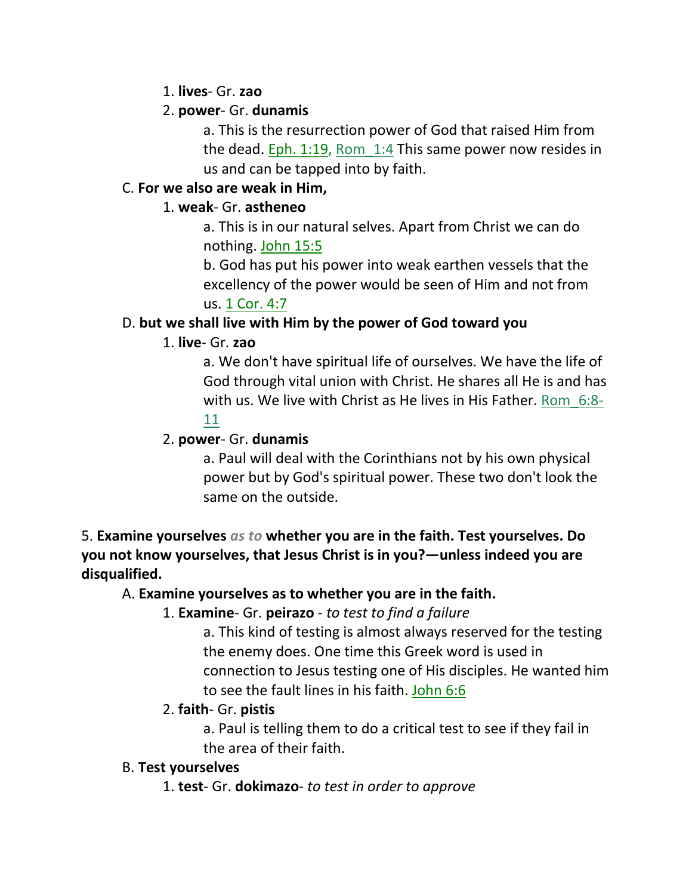1. **lives**- Gr. **zao**

2. **power**- Gr. **dunamis**

    a. This is the resurrection power of God that raised Him from the dead. Eph. 1:19, Rom_1:4 This same power now resides in us and can be tapped into by faith.

C. **For we also are weak in Him,**

1. **weak**- Gr. **astheneo**

    a. This is in our natural selves. Apart from Christ we can do nothing. John 15:5

    b. God has put his power into weak earthen vessels that the excellency of the power would be seen of Him and not from us. 1 Cor. 4:7

D. **but we shall live with Him by the power of God toward you**

1. **live**- Gr. **zao**

    a. We don't have spiritual life of ourselves. We have the life of God through vital union with Christ. He shares all He is and has with us. We live with Christ as He lives in His Father. Rom_6:8-11

2. **power**- Gr. **dunamis**

    a. Paul will deal with the Corinthians not by his own physical power but by God's spiritual power. These two don't look the same on the outside.

5. **Examine yourselves** *as to* **whether you are in the faith. Test yourselves. Do you not know yourselves, that Jesus Christ is in you?—unless indeed you are disqualified.**

A. **Examine yourselves as to whether you are in the faith.**

1. **Examine**- Gr. **peirazo** - *to test to find a failure*

    a. This kind of testing is almost always reserved for the testing the enemy does. One time this Greek word is used in connection to Jesus testing one of His disciples. He wanted him to see the fault lines in his faith. John 6:6

2. **faith**- Gr. **pistis**

    a. Paul is telling them to do a critical test to see if they fail in the area of their faith.

B. **Test yourselves**

1. **test**- Gr. **dokimazo**- *to test in order to approve*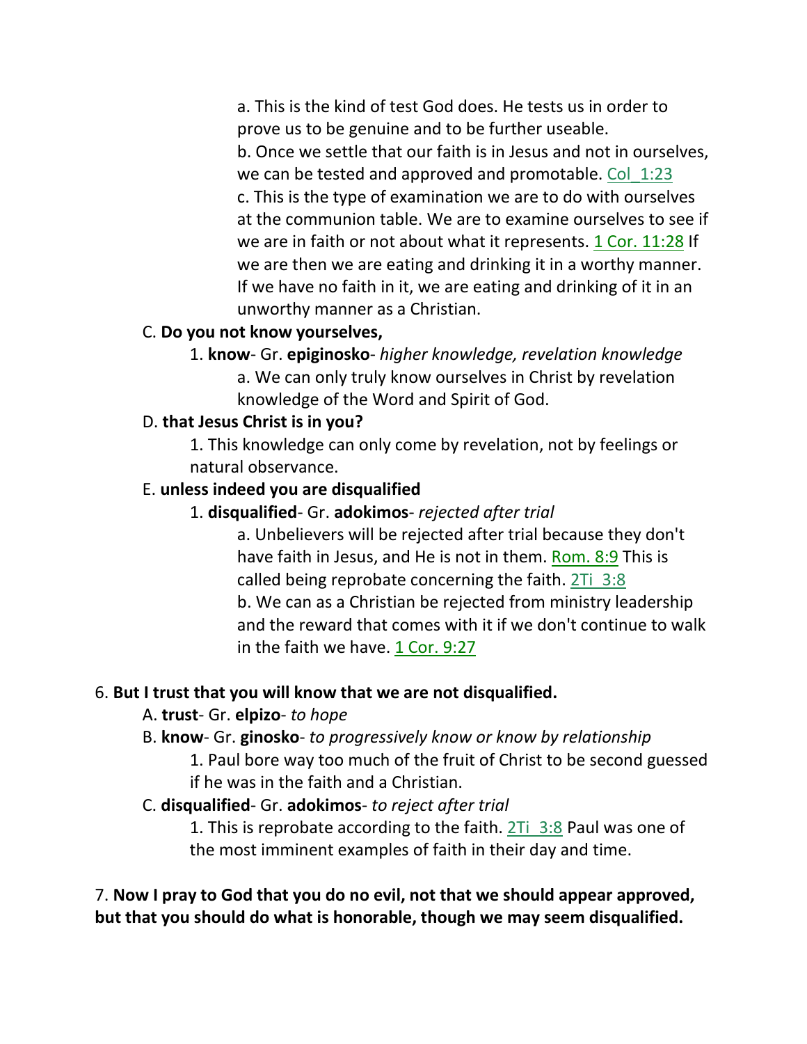a. This is the kind of test God does. He tests us in order to prove us to be genuine and to be further useable.

b. Once we settle that our faith is in Jesus and not in ourselves, we can be tested and approved and promotable. Col_1:23

c. This is the type of examination we are to do with ourselves at the communion table. We are to examine ourselves to see if we are in faith or not about what it represents. 1 Cor. 11:28 If we are then we are eating and drinking it in a worthy manner. If we have no faith in it, we are eating and drinking of it in an unworthy manner as a Christian.

C. **Do you not know yourselves,**

1. **know**- Gr. **epiginosko**- *higher knowledge, revelation knowledge*

a. We can only truly know ourselves in Christ by revelation knowledge of the Word and Spirit of God.

D. **that Jesus Christ is in you?**

1. This knowledge can only come by revelation, not by feelings or natural observance.

E. **unless indeed you are disqualified**

1. **disqualified**- Gr. **adokimos**- *rejected after trial*

a. Unbelievers will be rejected after trial because they don't have faith in Jesus, and He is not in them. Rom. 8:9 This is called being reprobate concerning the faith. 2Ti_3:8

b. We can as a Christian be rejected from ministry leadership and the reward that comes with it if we don't continue to walk in the faith we have. 1 Cor. 9:27

6. **But I trust that you will know that we are not disqualified.**

A. **trust**- Gr. **elpizo**- *to hope*

B. **know**- Gr. **ginosko**- *to progressively know or know by relationship*

1. Paul bore way too much of the fruit of Christ to be second guessed if he was in the faith and a Christian.

C. **disqualified**- Gr. **adokimos**- *to reject after trial*

1. This is reprobate according to the faith. 2Ti_3:8 Paul was one of the most imminent examples of faith in their day and time.

7. **Now I pray to God that you do no evil, not that we should appear approved, but that you should do what is honorable, though we may seem disqualified.**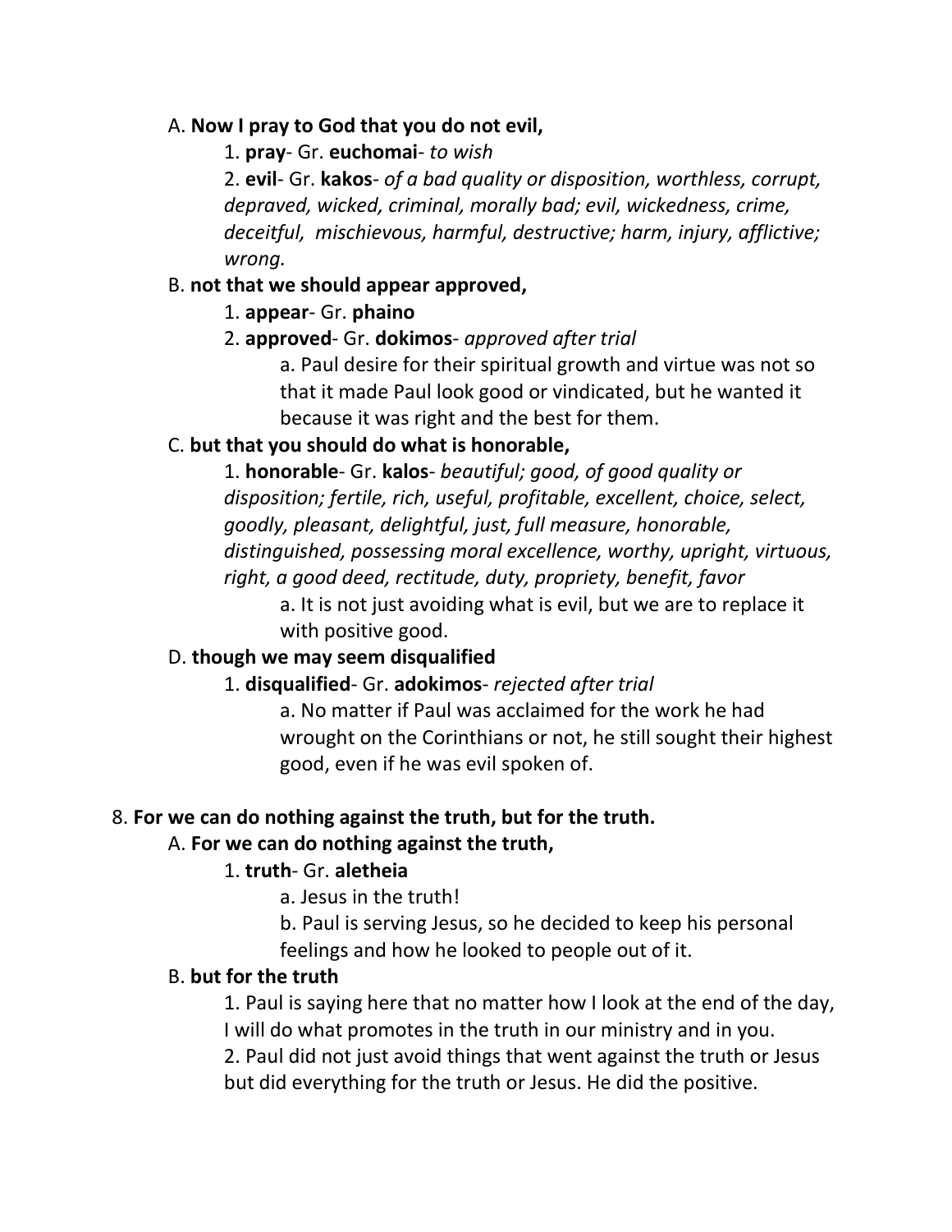A. **Now I pray to God that you do not evil,**

1. **pray**- Gr. **euchomai**- *to wish*

2. **evil**- Gr. **kakos**- *of a bad quality or disposition, worthless, corrupt, depraved, wicked, criminal, morally bad; evil, wickedness, crime, deceitful, mischievous, harmful, destructive; harm, injury, afflictive; wrong.*

B. **not that we should appear approved,**

1. **appear**- Gr. **phaino**

2. **approved**- Gr. **dokimos**- *approved after trial*

a. Paul desire for their spiritual growth and virtue was not so that it made Paul look good or vindicated, but he wanted it because it was right and the best for them.

C. **but that you should do what is honorable,**

1. **honorable**- Gr. **kalos**- *beautiful; good, of good quality or disposition; fertile, rich, useful, profitable, excellent, choice, select, goodly, pleasant, delightful, just, full measure, honorable, distinguished, possessing moral excellence, worthy, upright, virtuous, right, a good deed, rectitude, duty, propriety, benefit, favor*

a. It is not just avoiding what is evil, but we are to replace it with positive good.

D. **though we may seem disqualified**

1. **disqualified**- Gr. **adokimos**- *rejected after trial*

a. No matter if Paul was acclaimed for the work he had wrought on the Corinthians or not, he still sought their highest good, even if he was evil spoken of.

8. **For we can do nothing against the truth, but for the truth.**

A. **For we can do nothing against the truth,**

1. **truth**- Gr. **aletheia**

a. Jesus in the truth!

b. Paul is serving Jesus, so he decided to keep his personal feelings and how he looked to people out of it.

B. **but for the truth**

1. Paul is saying here that no matter how I look at the end of the day, I will do what promotes in the truth in our ministry and in you.

2. Paul did not just avoid things that went against the truth or Jesus but did everything for the truth or Jesus. He did the positive.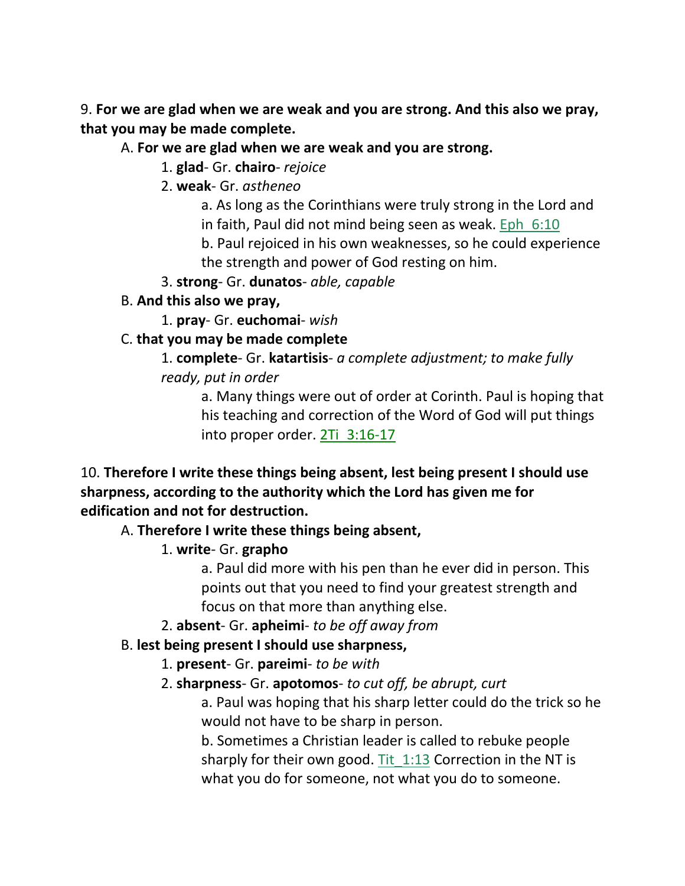9. **For we are glad when we are weak and you are strong. And this also we pray, that you may be made complete.**

A. **For we are glad when we are weak and you are strong.**

1. **glad**- Gr. **chairo**- *rejoice*

2. **weak**- Gr. *astheneo*

a. As long as the Corinthians were truly strong in the Lord and in faith, Paul did not mind being seen as weak. Eph_6:10

b. Paul rejoiced in his own weaknesses, so he could experience the strength and power of God resting on him.

3. **strong**- Gr. **dunatos**- *able, capable*

B. **And this also we pray,**

1. **pray**- Gr. **euchomai**- *wish*

C. **that you may be made complete**

1. **complete**- Gr. **katartisis**- *a complete adjustment; to make fully ready, put in order*

a. Many things were out of order at Corinth. Paul is hoping that his teaching and correction of the Word of God will put things into proper order. 2Ti_3:16-17

10. **Therefore I write these things being absent, lest being present I should use sharpness, according to the authority which the Lord has given me for edification and not for destruction.**

A. **Therefore I write these things being absent,**

1. **write**- Gr. **grapho**

a. Paul did more with his pen than he ever did in person. This points out that you need to find your greatest strength and focus on that more than anything else.

2. **absent**- Gr. **apheimi**- *to be off away from*

B. **lest being present I should use sharpness,**

1. **present**- Gr. **pareimi**- *to be with*

2. **sharpness**- Gr. **apotomos**- *to cut off, be abrupt, curt*

a. Paul was hoping that his sharp letter could do the trick so he would not have to be sharp in person.

b. Sometimes a Christian leader is called to rebuke people sharply for their own good. Tit_1:13 Correction in the NT is what you do for someone, not what you do to someone.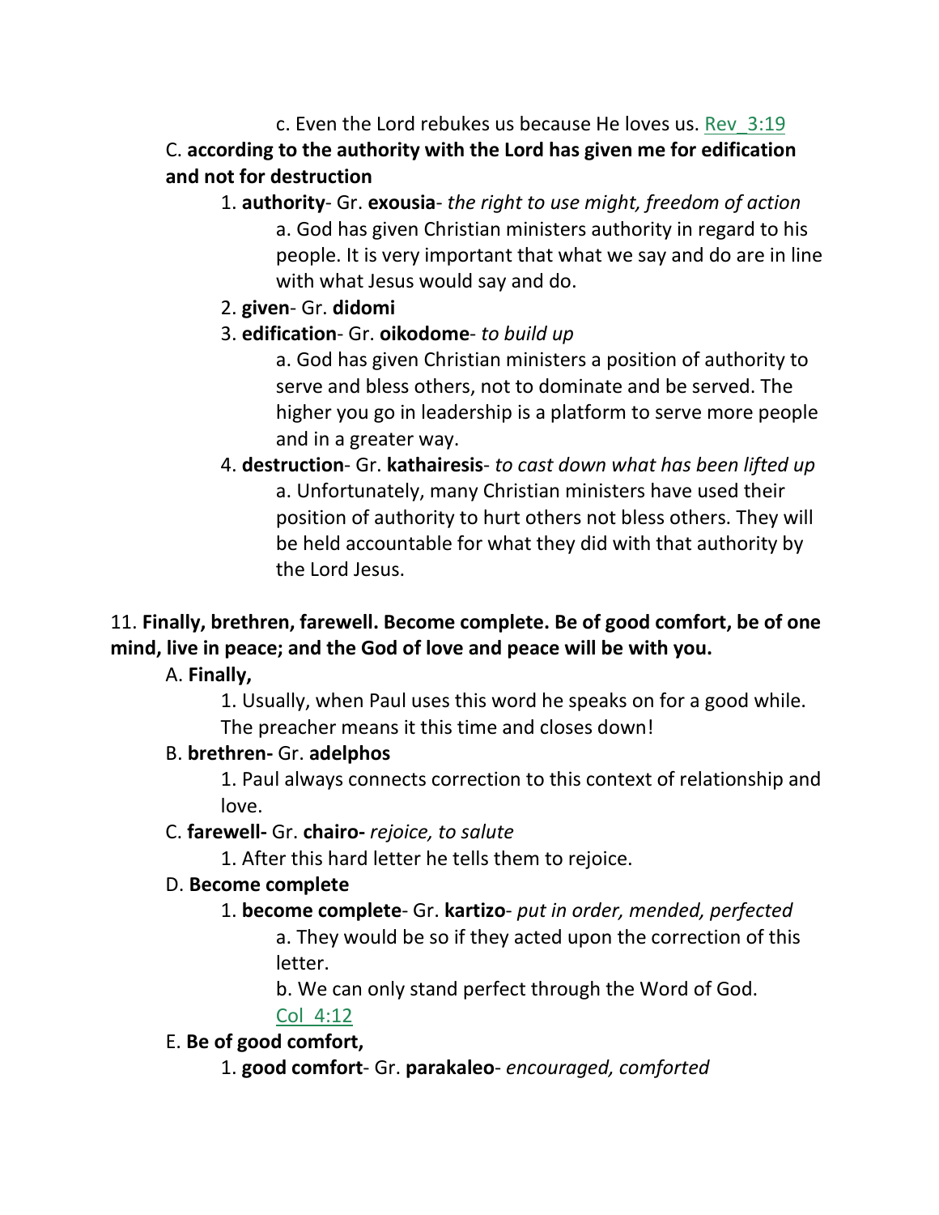c. Even the Lord rebukes us because He loves us. Rev_3:19

C. **according to the authority with the Lord has given me for edification and not for destruction**

1. **authority**- Gr. **exousia**- *the right to use might, freedom of action*

a. God has given Christian ministers authority in regard to his people. It is very important that what we say and do are in line with what Jesus would say and do.

2. **given**- Gr. **didomi**

3. **edification**- Gr. **oikodome**- *to build up*

a. God has given Christian ministers a position of authority to serve and bless others, not to dominate and be served. The higher you go in leadership is a platform to serve more people and in a greater way.

4. **destruction**- Gr. **kathairesis**- *to cast down what has been lifted up*

a. Unfortunately, many Christian ministers have used their position of authority to hurt others not bless others. They will be held accountable for what they did with that authority by the Lord Jesus.

11. **Finally, brethren, farewell. Become complete. Be of good comfort, be of one mind, live in peace; and the God of love and peace will be with you.**

A. **Finally,**

1. Usually, when Paul uses this word he speaks on for a good while. The preacher means it this time and closes down!

B. **brethren-** Gr. **adelphos**

1. Paul always connects correction to this context of relationship and love.

C. **farewell-** Gr. **chairo-** *rejoice, to salute*

1. After this hard letter he tells them to rejoice.

D. **Become complete**

1. **become complete**- Gr. **kartizo**- *put in order, mended, perfected*

a. They would be so if they acted upon the correction of this letter.

b. We can only stand perfect through the Word of God. Col_4:12

E. **Be of good comfort,**

1. **good comfort**- Gr. **parakaleo**- *encouraged, comforted*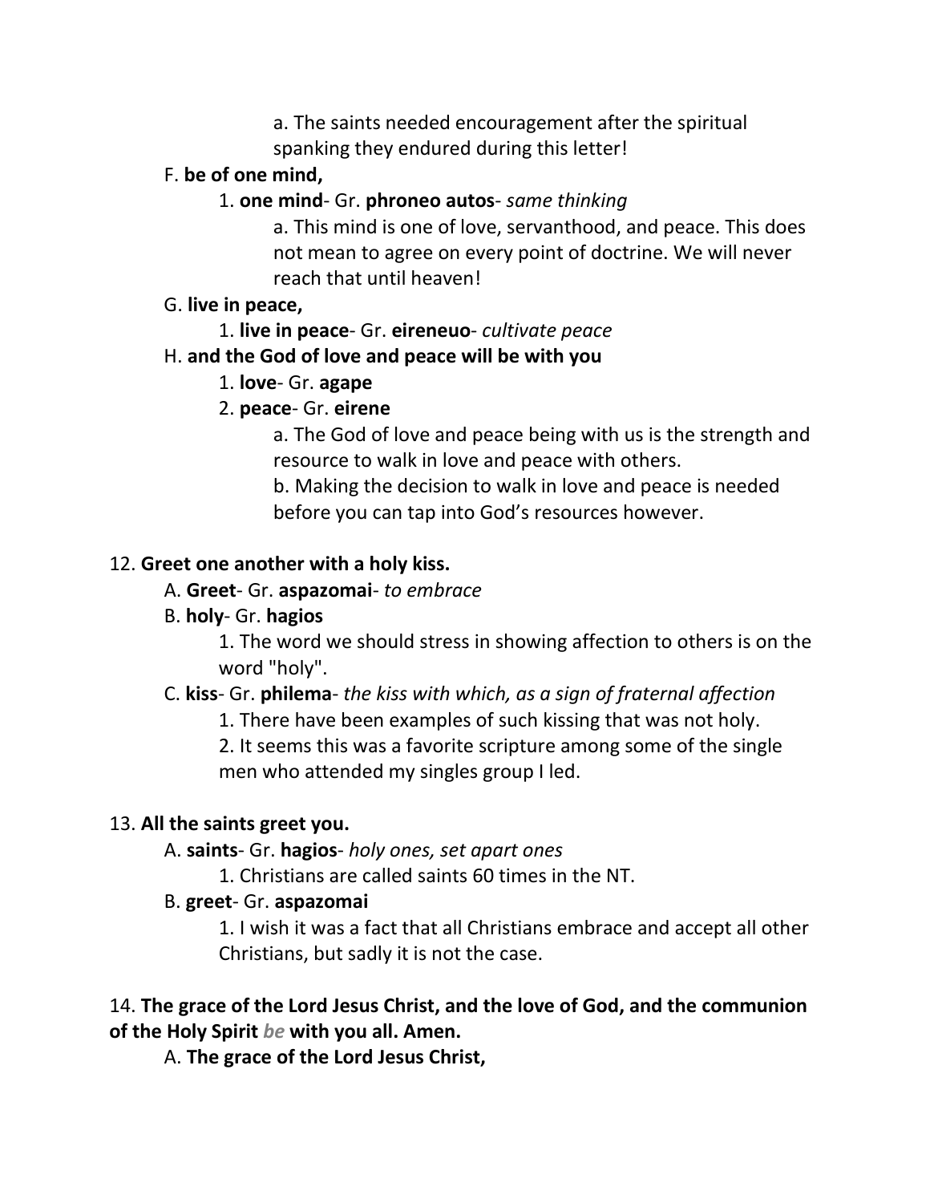a. The saints needed encouragement after the spiritual spanking they endured during this letter!

F. **be of one mind,**

1. **one mind**- Gr. **phroneo autos**- *same thinking*

a. This mind is one of love, servanthood, and peace. This does not mean to agree on every point of doctrine. We will never reach that until heaven!

G. **live in peace,**

1. **live in peace**- Gr. **eireneuo**- *cultivate peace*

H. **and the God of love and peace will be with you**

1. **love**- Gr. **agape**

2. **peace**- Gr. **eirene**

a. The God of love and peace being with us is the strength and resource to walk in love and peace with others.

b. Making the decision to walk in love and peace is needed before you can tap into God's resources however.

12. **Greet one another with a holy kiss.**

A. **Greet**- Gr. **aspazomai**- *to embrace*

B. **holy**- Gr. **hagios**

1. The word we should stress in showing affection to others is on the word "holy".

C. **kiss**- Gr. **philema**- *the kiss with which, as a sign of fraternal affection*

1. There have been examples of such kissing that was not holy.

2. It seems this was a favorite scripture among some of the single men who attended my singles group I led.

13. **All the saints greet you.**

A. **saints**- Gr. **hagios**- *holy ones, set apart ones*

1. Christians are called saints 60 times in the NT.

B. **greet**- Gr. **aspazomai**

1. I wish it was a fact that all Christians embrace and accept all other Christians, but sadly it is not the case.

14. **The grace of the Lord Jesus Christ, and the love of God, and the communion of the Holy Spirit *be* with you all. Amen.**

A. **The grace of the Lord Jesus Christ,**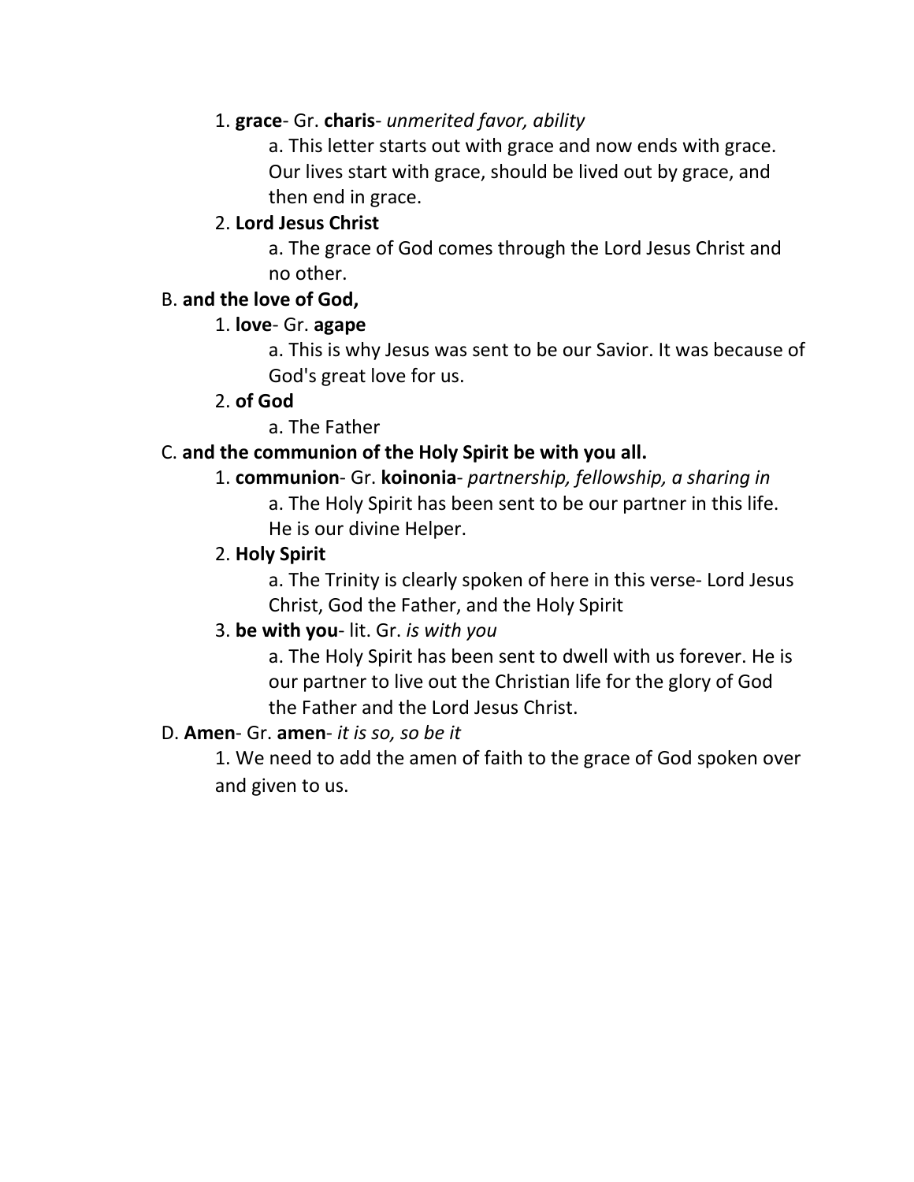1. **grace**- Gr. **charis**- *unmerited favor, ability*
    a. This letter starts out with grace and now ends with grace. Our lives start with grace, should be lived out by grace, and then end in grace.
2. **Lord Jesus Christ**
    a. The grace of God comes through the Lord Jesus Christ and no other.

B. **and the love of God,**

1. **love**- Gr. **agape**
    a. This is why Jesus was sent to be our Savior. It was because of God's great love for us.
2. **of God**
    a. The Father

C. **and the communion of the Holy Spirit be with you all.**

1. **communion**- Gr. **koinonia**- *partnership, fellowship, a sharing in*
    a. The Holy Spirit has been sent to be our partner in this life. He is our divine Helper.
2. **Holy Spirit**
    a. The Trinity is clearly spoken of here in this verse- Lord Jesus Christ, God the Father, and the Holy Spirit
3. **be with you**- lit. Gr. *is with you*
    a. The Holy Spirit has been sent to dwell with us forever. He is our partner to live out the Christian life for the glory of God the Father and the Lord Jesus Christ.

D. **Amen**- Gr. **amen**- *it is so, so be it*

1. We need to add the amen of faith to the grace of God spoken over and given to us.